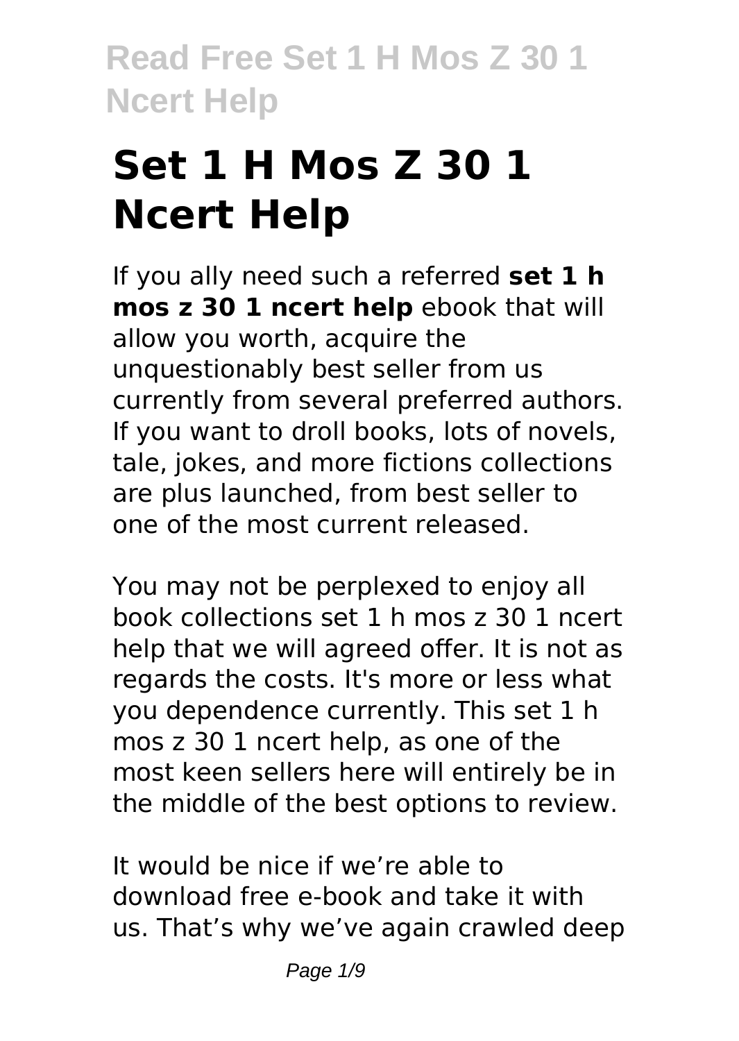# Set 1 H Mos Z 30 1 Ncert Help

If you ally need such a referred **set 1 h mos z 30 1 ncert help** ebook that will allow you worth, acquire the unquestionably best seller from us currently from several preferred authors. If you want to droll books, lots of novels, tale, jokes, and more fictions collections are plus launched, from best seller to one of the most current released.

You may not be perplexed to enjoy all book collections set 1 h mos z 30 1 ncert help that we will agreed offer. It is not as regards the costs. It's more or less what you dependence currently. This set 1 h mos z 30 1 ncert help, as one of the most keen sellers here will entirely be in the middle of the best options to review.

It would be nice if we're able to download free e-book and take it with us. That's why we've again crawled deep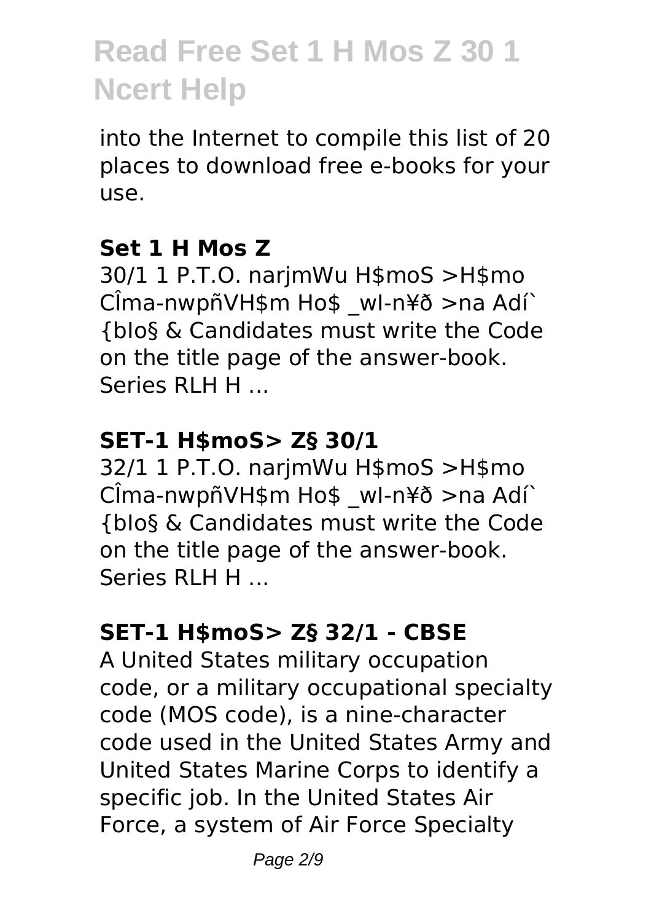into the Internet to compile this list of 20 places to download free e-books for your use.

### Set 1 H Mos Z

30/1 1 P.T.O. narjmWu H$moS >H$mo CÎma-nwpñVH$m Ho$ _wI-n¥ð >na Adí` {bIo§ & Candidates must write the Code on the title page of the answer-book. Series RLH H ...

### SET-1 H$moS> Z§ 30/1

32/1 1 P.T.O. narjmWu H$moS >H$mo CÎma-nwpñVH$m Ho$ _wI-n¥ð >na Adí` {bIo§ & Candidates must write the Code on the title page of the answer-book. Series RLH H ...

### SET-1 H$moS> Z§ 32/1 - CBSE

A United States military occupation code, or a military occupational specialty code (MOS code), is a nine-character code used in the United States Army and United States Marine Corps to identify a specific job. In the United States Air Force, a system of Air Force Specialty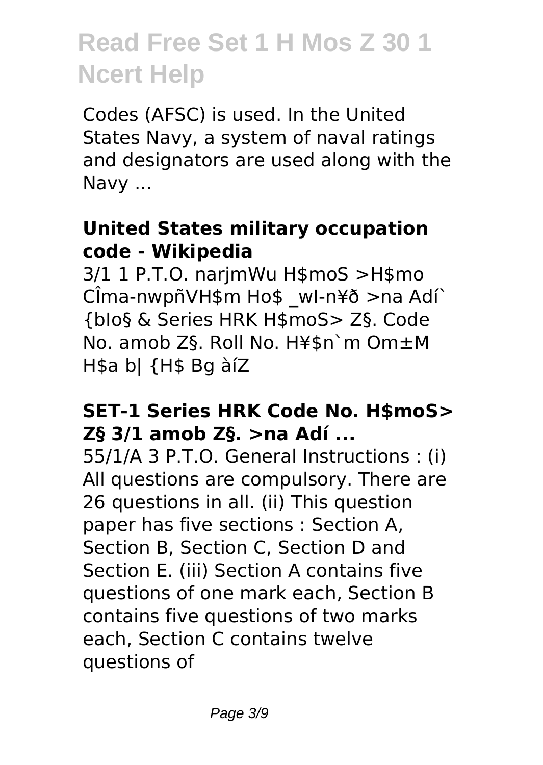Codes (AFSC) is used. In the United States Navy, a system of naval ratings and designators are used along with the Navy ...

### United States military occupation code - Wikipedia

3/1 1 P.T.O. narjmWu H$moS >H$mo CÎma-nwpñVH$m Ho$ _wI-n¥ð >na Adí` {bIo§ & Series HRK H$moS> Z§. Code No. amob Z§. Roll No. H¥$n`m Om±M H$a b| {H$ Bg àíZ

### SET-1 Series HRK Code No. H$moS> Z§ 3/1 amob Z§. >na Adí ...

55/1/A 3 P.T.O. General Instructions : (i) All questions are compulsory. There are 26 questions in all. (ii) This question paper has five sections : Section A, Section B, Section C, Section D and Section E. (iii) Section A contains five questions of one mark each, Section B contains five questions of two marks each, Section C contains twelve questions of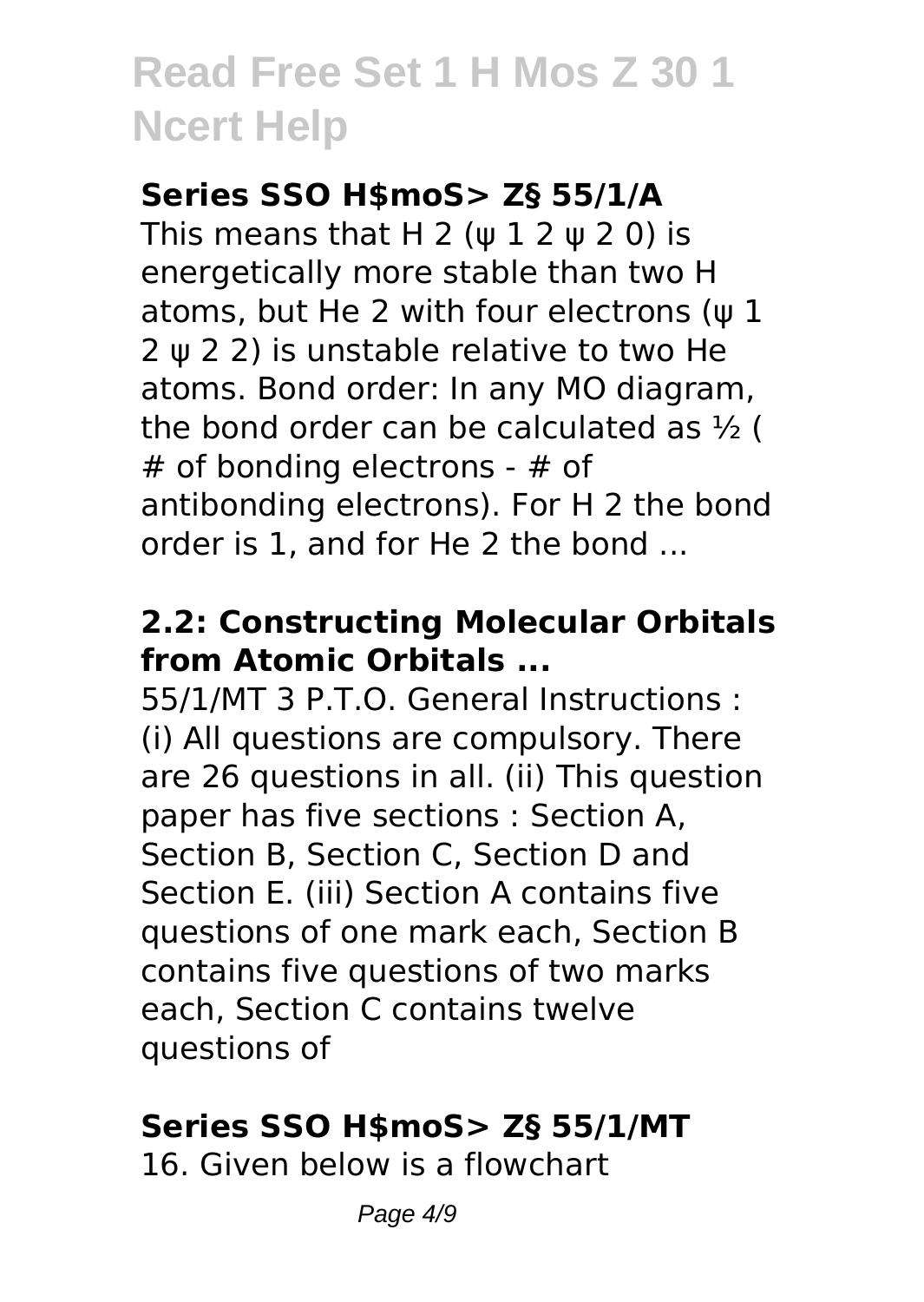### Series SSO H$moS> Z§ 55/1/A

This means that $H_2$ ($\psi_1^2 \psi_2^0$) is energetically more stable than two H atoms, but $He_2$ with four electrons ($\psi_1^2 \psi_2^2$) is unstable relative to two He atoms. Bond order: In any MO diagram, the bond order can be calculated as ½ ( # of bonding electrons - # of antibonding electrons). For $H_2$ the bond order is 1, and for $He_2$ the bond ...

### 2.2: Constructing Molecular Orbitals from Atomic Orbitals ...

55/1/MT 3 P.T.O. General Instructions : (i) All questions are compulsory. There are 26 questions in all. (ii) This question paper has five sections : Section A, Section B, Section C, Section D and Section E. (iii) Section A contains five questions of one mark each, Section B contains five questions of two marks each, Section C contains twelve questions of

### Series SSO H$moS> Z§ 55/1/MT

16. Given below is a flowchart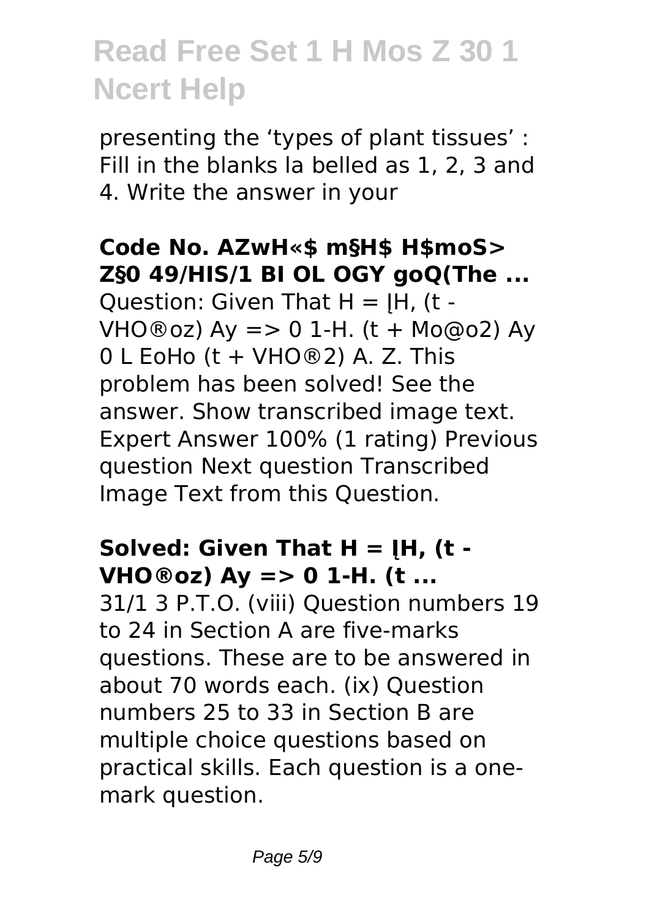presenting the 'types of plant tissues' : Fill in the blanks la belled as 1, 2, 3 and 4. Write the answer in your

### Code No. AZwH«$ m§H$ H$moS> Z§0 49/HIS/1 BI OL OGY goQ(The ...

Question: Given That H = ļH, (t - VHO®oz) Ay => 0 1-H. (t + Mo@o2) Ay 0 L EoHo (t + VHO®2) A. Z. This problem has been solved! See the answer. Show transcribed image text. Expert Answer 100% (1 rating) Previous question Next question Transcribed Image Text from this Question.

### Solved: Given That H = ļH, (t - VHO®oz) Ay => 0 1-H. (t ...

31/1 3 P.T.O. (viii) Question numbers 19 to 24 in Section A are five-marks questions. These are to be answered in about 70 words each. (ix) Question numbers 25 to 33 in Section B are multiple choice questions based on practical skills. Each question is a one-mark question.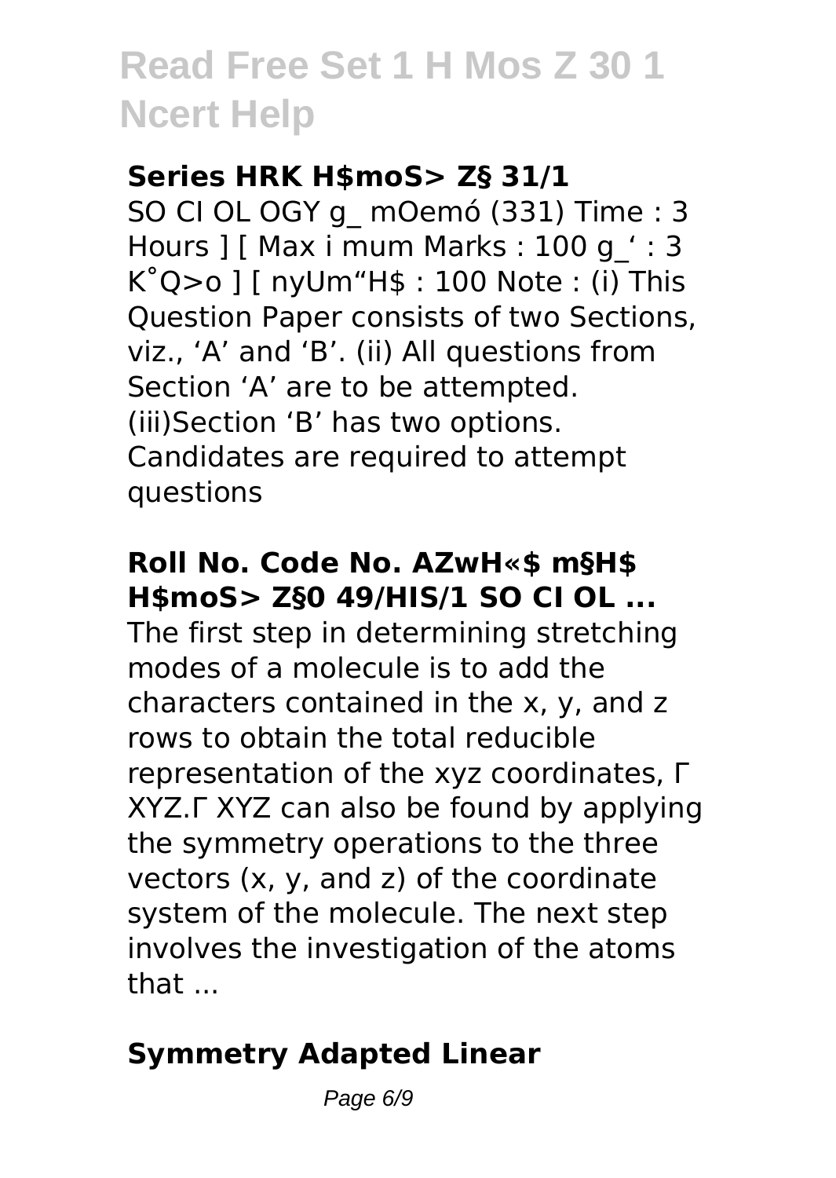### Series HRK H$moS> Z§ 31/1

SO CI OL OGY g_ mOemó (331) Time : 3 Hours ] [ Max i mum Marks : 100 g_' : 3 K˚Q>o ] [ nyUm"H$ : 100 Note : (i) This Question Paper consists of two Sections, viz., 'A' and 'B'. (ii) All questions from Section 'A' are to be attempted. (iii)Section 'B' has two options. Candidates are required to attempt questions

### Roll No. Code No. AZwH«$ m§H$ H$moS> Z§0 49/HIS/1 SO CI OL ...

The first step in determining stretching modes of a molecule is to add the characters contained in the x, y, and z rows to obtain the total reducible representation of the xyz coordinates, Γ XYZ.Γ XYZ can also be found by applying the symmetry operations to the three vectors (x, y, and z) of the coordinate system of the molecule. The next step involves the investigation of the atoms that ...

### Symmetry Adapted Linear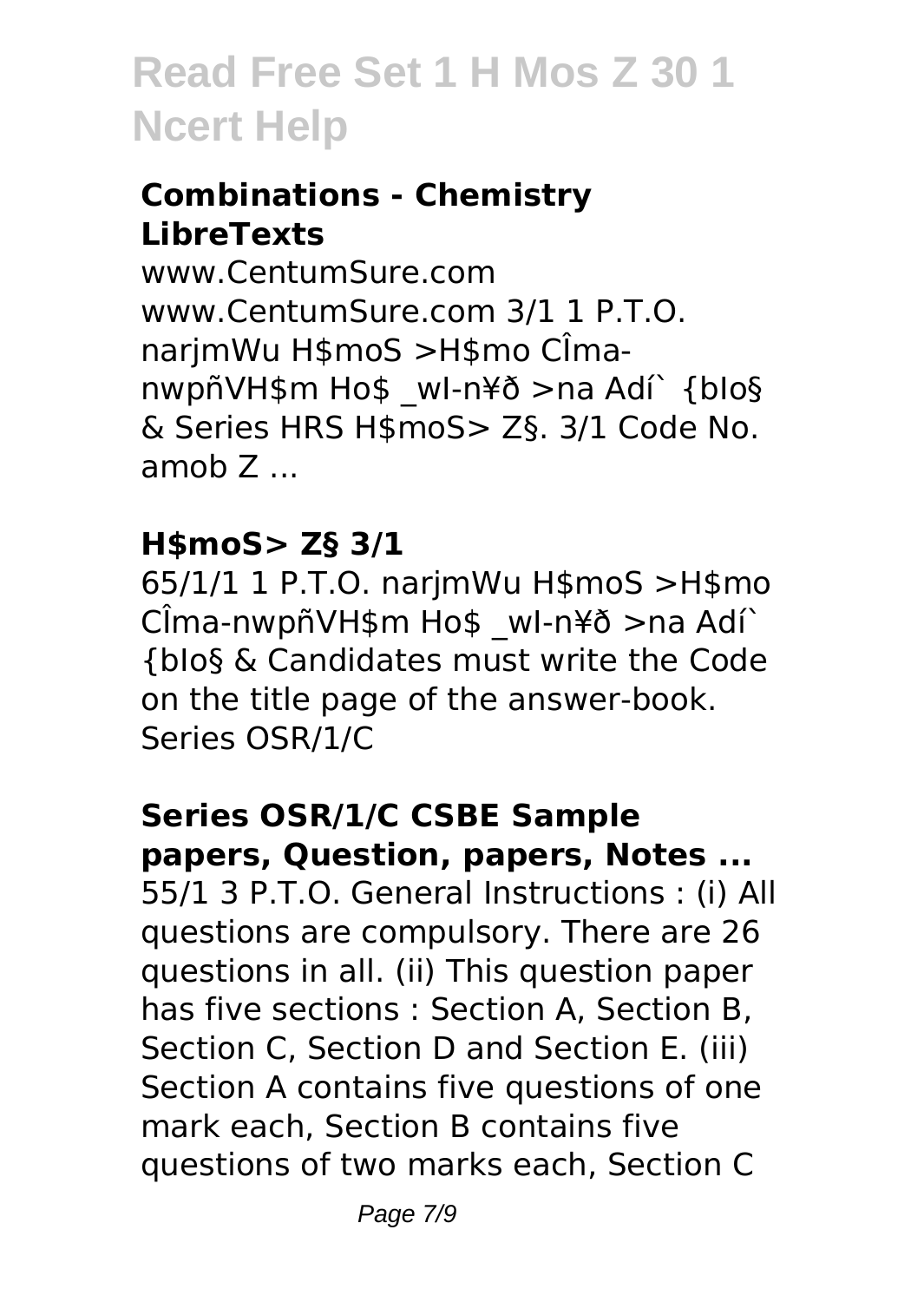### Combinations - Chemistry LibreTexts

www.CentumSure.com www.CentumSure.com 3/1 1 P.T.O. narjmWu H$moS >H$mo CÎma-nwpñVH$m Ho$ _wI-n¥ð >na Adí` {bIo§ & Series HRS H$moS> Z§. 3/1 Code No. amob Z ...

### H$moS> Z§ 3/1

65/1/1 1 P.T.O. narjmWu H$moS >H$mo CÎma-nwpñVH$m Ho$ _wI-n¥ð >na Adí` {bIo§ & Candidates must write the Code on the title page of the answer-book. Series OSR/1/C

### Series OSR/1/C CSBE Sample papers, Question, papers, Notes ...

55/1 3 P.T.O. General Instructions : (i) All questions are compulsory. There are 26 questions in all. (ii) This question paper has five sections : Section A, Section B, Section C, Section D and Section E. (iii) Section A contains five questions of one mark each, Section B contains five questions of two marks each, Section C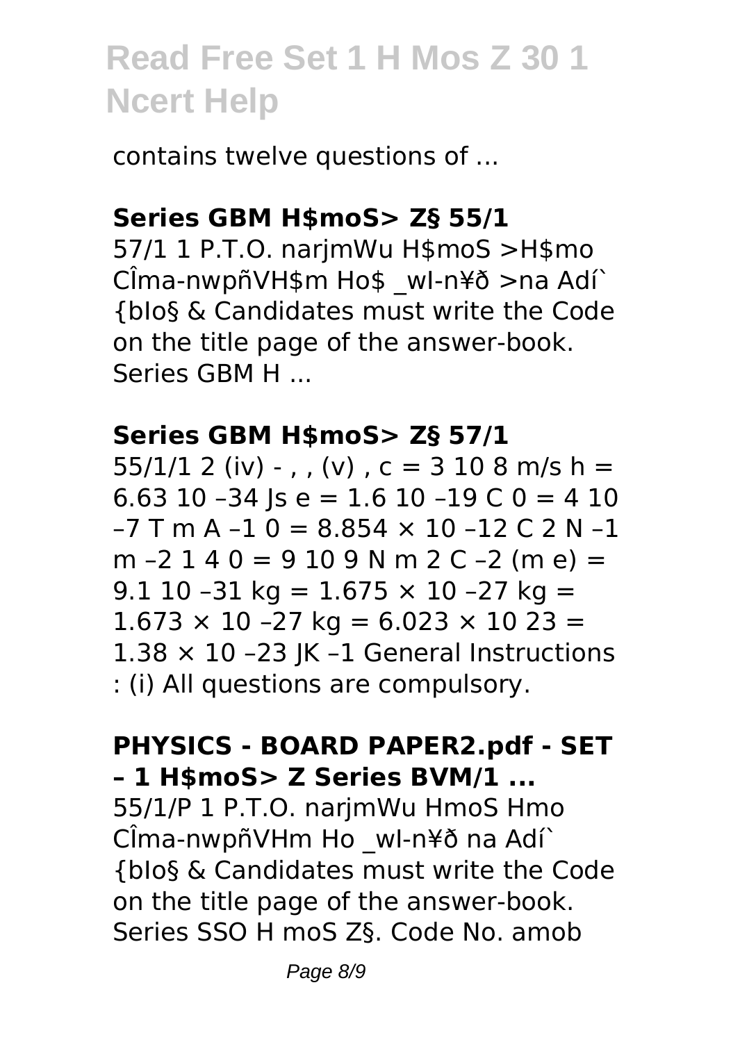# Read Free Set 1 H Mos Z 30 1 Ncert Help

contains twelve questions of ...

**Series GBM H$moS> Z§ 55/1**

57/1 1 P.T.O. narjmWu H$moS >H$mo CÎma-nwpñVH$m Ho$ _wI-n¥ð >na Adí` {bIo§ & Candidates must write the Code on the title page of the answer-book. Series GBM H ...

**Series GBM H$moS> Z§ 57/1**

55/1/1 2 (iv) - , , (v) , c = 3 10 8 m/s h = 6.63 10 –34 Js e = 1.6 10 –19 C 0 = 4 10 –7 T m A –1 0 = 8.854 × 10 –12 C 2 N –1 m –2 1 4 0 = 9 10 9 N m 2 C –2 (m e) = 9.1 10 –31 kg = 1.675 × 10 –27 kg = 1.673 × 10 –27 kg = 6.023 × 10 23 = 1.38 × 10 –23 JK –1 General Instructions : (i) All questions are compulsory.

**PHYSICS - BOARD PAPER2.pdf - SET – 1 H$moS> Z Series BVM/1 ...**

55/1/P 1 P.T.O. narjmWu HmoS Hmo CÎma-nwpñVHm Ho _wI-n¥ð na Adí` {bIo§ & Candidates must write the Code on the title page of the answer-book. Series SSO H moS Z§. Code No. amob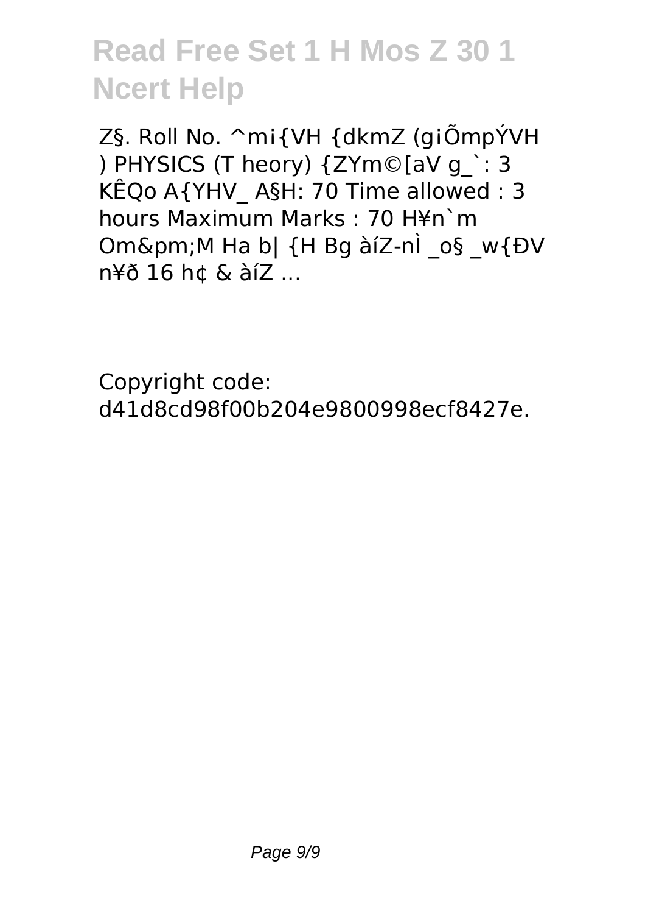# Read Free Set 1 H Mos Z 30 1 Ncert Help

Z§. Roll No. ^mi{VH {dkmZ (giÕmpÝVH ) PHYSICS (T heory) {ZYm©[aV g_`: 3 KÊQo A{YHV_ A§H: 70 Time allowed : 3 hours Maximum Marks : 70 H¥n`m Om&pm;M Ha b| {H Bg àíZ-nÌ _o§ _w{ÐV n¥ð 16 h¢ & àíZ ...

Copyright code: d41d8cd98f00b204e9800998ecf8427e.